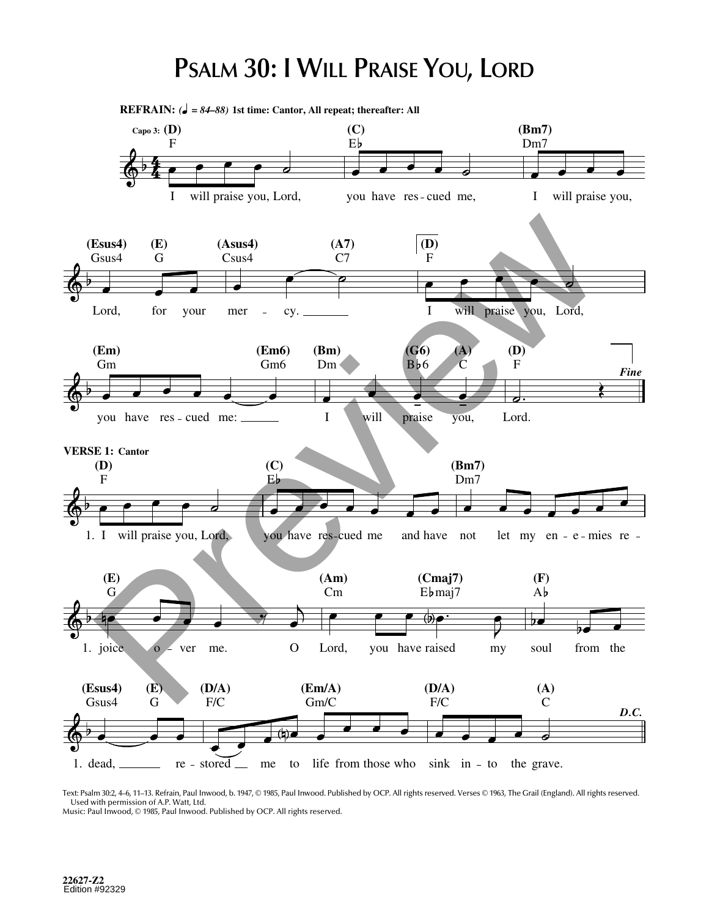# Psalm 30: I Will Praise You, Lord

**REFRAIN:** (♩ = 84–88) **1st time: Cantor, All repeat; thereafter: All**

Capo 3: (D) F — (C) E♭ — (Bm7) Dm7

I will praise you, Lord, you have rescued me, I will praise you,

(Esus4) Gsus4 — (E) G — (Asus4) Csus4 — (A7) C7 — (D) F

Lord, for your mercy. I will praise you, Lord,

(Em) Gm — (Em6) Gm6 — (Bm) Dm — (G6) B♭6 — (A) C — (D) F

you have rescued me: I will praise you, Lord. *Fine*

**VERSE 1: Cantor**

(D) F — (C) E♭ — (Bm7) Dm7

1. I will praise you, Lord, you have rescued me and have not let my enemies re-

(E) G — (Am) Cm — (Cmaj7) E♭maj7 — (F) A♭

1. joice over me. O Lord, you have raised my soul from the

(Esus4) Gsus4 — (E) G — (D/A) F/C — (Em/A) Gm/C — (D/A) F/C — (A) C

1. dead, restored me to life from those who sink into the grave. *D.C.*

Text: Psalm 30:2, 4–6, 11–13. Refrain, Paul Inwood, b. 1947, © 1985, Paul Inwood. Published by OCP. All rights reserved. Verses © 1963, The Grail (England). All rights reserved. Used with permission of A.P. Watt, Ltd.
Music: Paul Inwood, © 1985, Paul Inwood. Published by OCP. All rights reserved.

22627-Z2
Edition #92329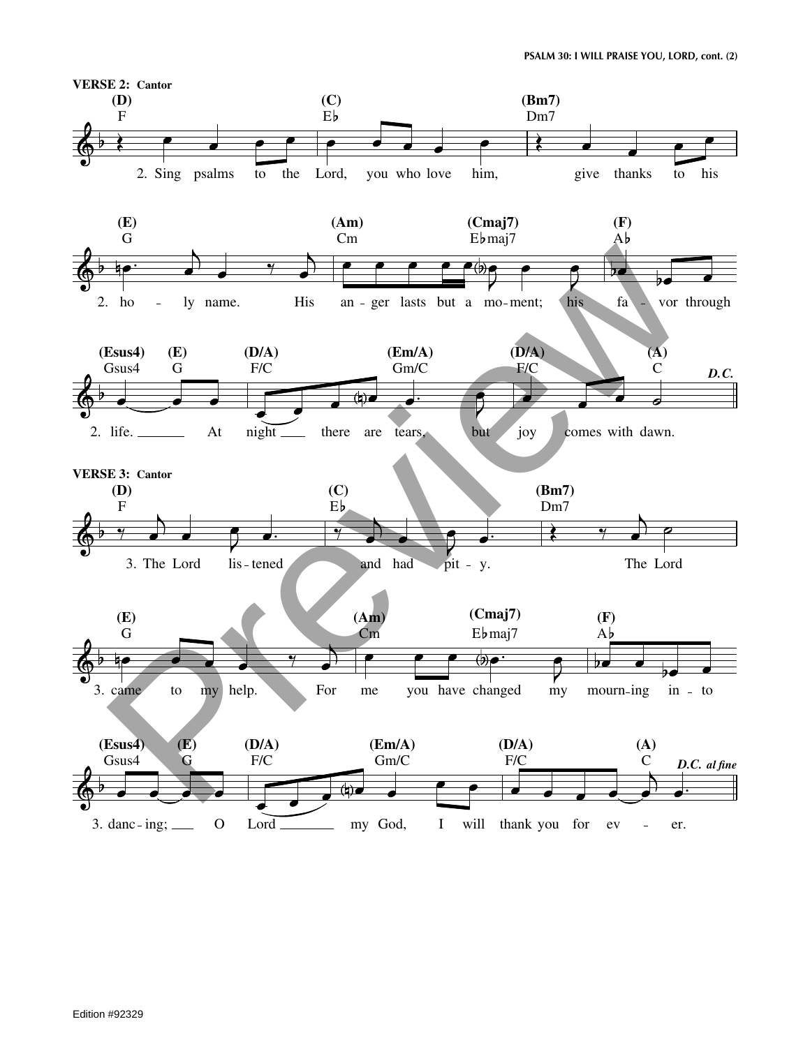**VERSE 2: Cantor**

(D) F — (C) E♭ — (Bm7) Dm7

2. Sing psalms to the Lord, you who love him, give thanks to his

(E) G — (Am) Cm — (Cmaj7) E♭maj7 — (F) A♭

2. ho - ly name. His an - ger lasts but a mo - ment; his fa - vor through

(Esus4) Gsus4 — (E) G — (D/A) F/C — (Em/A) Gm/C — (D/A) F/C — (A) C *D.C.*

2. life. ___ At night ___ there are tears, but joy comes with dawn.

**VERSE 3: Cantor**

(D) F — (C) E♭ — (Bm7) Dm7

3. The Lord lis - tened and had pit - y. The Lord

(E) G — (Am) Cm — (Cmaj7) E♭maj7 — (F) A♭

3. came to my help. For me you have changed my mourn - ing in - to

(Esus4) Gsus4 — (E) G — (D/A) F/C — (Em/A) Gm/C — (D/A) F/C — (A) C *D.C. al fine*

3. danc - ing; ___ O Lord ___ my God, I will thank you for ev - er.

Edition #92329